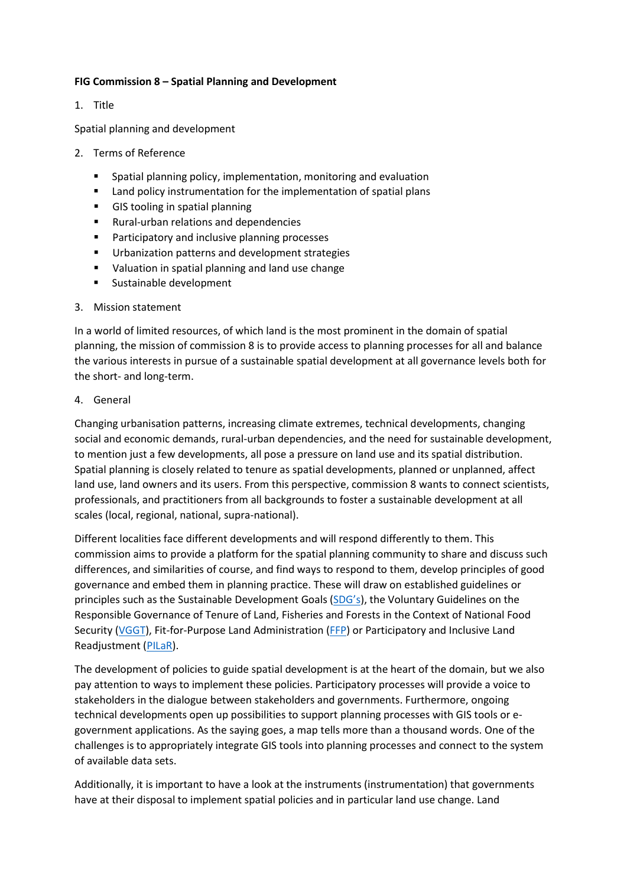**FIG Commission 8 – Spatial Planning and Development**

1. Title

Spatial planning and development

2. Terms of Reference

- Spatial planning policy, implementation, monitoring and evaluation
- Land policy instrumentation for the implementation of spatial plans
- GIS tooling in spatial planning
- Rural-urban relations and dependencies
- Participatory and inclusive planning processes
- Urbanization patterns and development strategies
- Valuation in spatial planning and land use change
- Sustainable development

3. Mission statement

In a world of limited resources, of which land is the most prominent in the domain of spatial planning, the mission of commission 8 is to provide access to planning processes for all and balance the various interests in pursue of a sustainable spatial development at all governance levels both for the short- and long-term.

4. General

Changing urbanisation patterns, increasing climate extremes, technical developments, changing social and economic demands, rural-urban dependencies, and the need for sustainable development, to mention just a few developments, all pose a pressure on land use and its spatial distribution. Spatial planning is closely related to tenure as spatial developments, planned or unplanned, affect land use, land owners and its users. From this perspective, commission 8 wants to connect scientists, professionals, and practitioners from all backgrounds to foster a sustainable development at all scales (local, regional, national, supra-national).

Different localities face different developments and will respond differently to them. This commission aims to provide a platform for the spatial planning community to share and discuss such differences, and similarities of course, and find ways to respond to them, develop principles of good governance and embed them in planning practice. These will draw on established guidelines or principles such as the Sustainable Development Goals (SDG's), the Voluntary Guidelines on the Responsible Governance of Tenure of Land, Fisheries and Forests in the Context of National Food Security (VGGT), Fit-for-Purpose Land Administration (FFP) or Participatory and Inclusive Land Readjustment (PILaR).

The development of policies to guide spatial development is at the heart of the domain, but we also pay attention to ways to implement these policies. Participatory processes will provide a voice to stakeholders in the dialogue between stakeholders and governments. Furthermore, ongoing technical developments open up possibilities to support planning processes with GIS tools or e-government applications. As the saying goes, a map tells more than a thousand words. One of the challenges is to appropriately integrate GIS tools into planning processes and connect to the system of available data sets.

Additionally, it is important to have a look at the instruments (instrumentation) that governments have at their disposal to implement spatial policies and in particular land use change. Land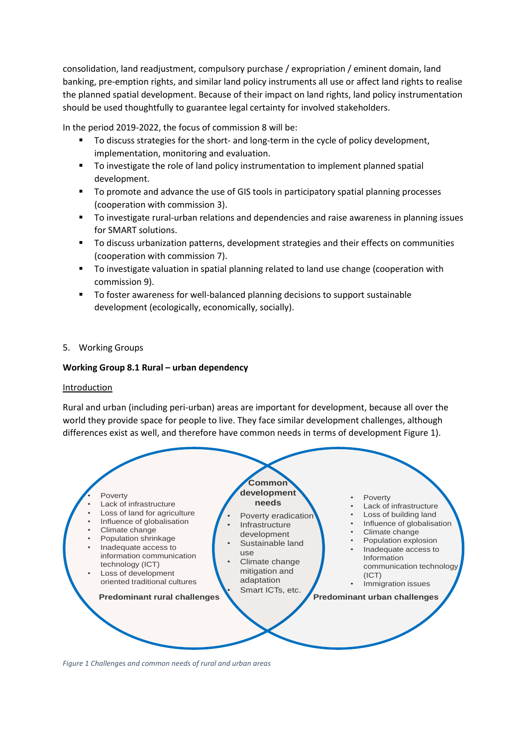consolidation, land readjustment, compulsory purchase / expropriation / eminent domain, land banking, pre-emption rights, and similar land policy instruments all use or affect land rights to realise the planned spatial development. Because of their impact on land rights, land policy instrumentation should be used thoughtfully to guarantee legal certainty for involved stakeholders.

In the period 2019-2022, the focus of commission 8 will be:

- To discuss strategies for the short- and long-term in the cycle of policy development, implementation, monitoring and evaluation.
- To investigate the role of land policy instrumentation to implement planned spatial development.
- To promote and advance the use of GIS tools in participatory spatial planning processes (cooperation with commission 3).
- To investigate rural-urban relations and dependencies and raise awareness in planning issues for SMART solutions.
- To discuss urbanization patterns, development strategies and their effects on communities (cooperation with commission 7).
- To investigate valuation in spatial planning related to land use change (cooperation with commission 9).
- To foster awareness for well-balanced planning decisions to support sustainable development (ecologically, economically, socially).

5. Working Groups

**Working Group 8.1 Rural – urban dependency**

Introduction

Rural and urban (including peri-urban) areas are important for development, because all over the world they provide space for people to live. They face similar development challenges, although differences exist as well, and therefore have common needs in terms of development Figure 1).

**Predominant rural challenges**

- Poverty
- Lack of infrastructure
- Loss of land for agriculture
- Influence of globalisation
- Climate change
- Population shrinkage
- Inadequate access to information communication technology (ICT)
- Loss of development oriented traditional cultures

**Common development needs**

- Poverty eradication
- Infrastructure development
- Sustainable land use
- Climate change mitigation and adaptation
- Smart ICTs, etc.

**Predominant urban challenges**

- Poverty
- Lack of infrastructure
- Loss of building land
- Influence of globalisation
- Climate change
- Population explosion
- Inadequate access to Information communication technology (ICT)
- Immigration issues

*Figure 1 Challenges and common needs of rural and urban areas*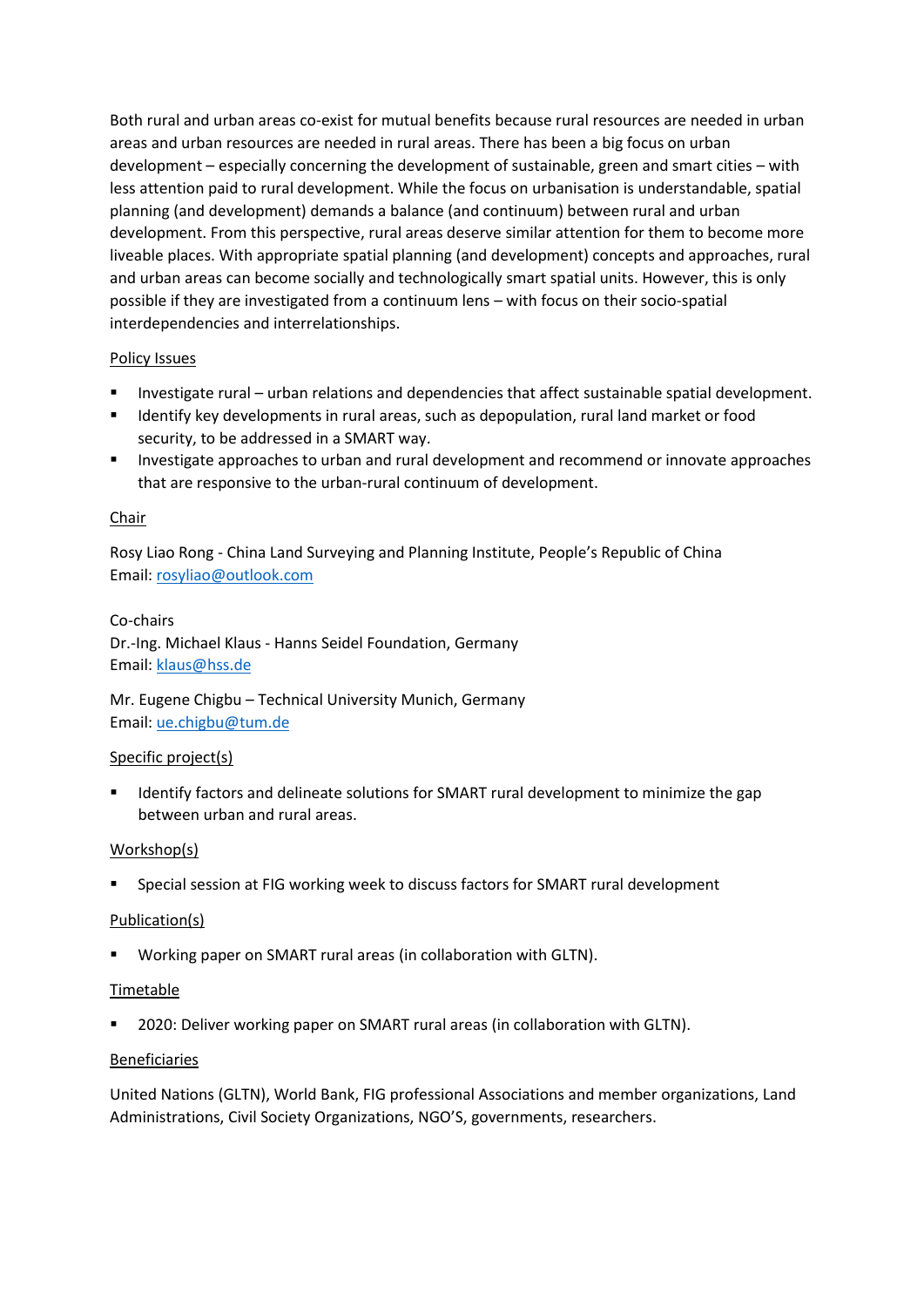Both rural and urban areas co-exist for mutual benefits because rural resources are needed in urban areas and urban resources are needed in rural areas. There has been a big focus on urban development – especially concerning the development of sustainable, green and smart cities – with less attention paid to rural development. While the focus on urbanisation is understandable, spatial planning (and development) demands a balance (and continuum) between rural and urban development. From this perspective, rural areas deserve similar attention for them to become more liveable places. With appropriate spatial planning (and development) concepts and approaches, rural and urban areas can become socially and technologically smart spatial units. However, this is only possible if they are investigated from a continuum lens – with focus on their socio-spatial interdependencies and interrelationships.

Policy Issues

- Investigate rural – urban relations and dependencies that affect sustainable spatial development.
- Identify key developments in rural areas, such as depopulation, rural land market or food security, to be addressed in a SMART way.
- Investigate approaches to urban and rural development and recommend or innovate approaches that are responsive to the urban-rural continuum of development.

Chair

Rosy Liao Rong - China Land Surveying and Planning Institute, People's Republic of China
Email: rosyliao@outlook.com

Co-chairs
Dr.-Ing. Michael Klaus - Hanns Seidel Foundation, Germany
Email: klaus@hss.de

Mr. Eugene Chigbu – Technical University Munich, Germany
Email: ue.chigbu@tum.de

Specific project(s)

- Identify factors and delineate solutions for SMART rural development to minimize the gap between urban and rural areas.

Workshop(s)

- Special session at FIG working week to discuss factors for SMART rural development

Publication(s)

- Working paper on SMART rural areas (in collaboration with GLTN).

Timetable

- 2020: Deliver working paper on SMART rural areas (in collaboration with GLTN).

Beneficiaries

United Nations (GLTN), World Bank, FIG professional Associations and member organizations, Land Administrations, Civil Society Organizations, NGO'S, governments, researchers.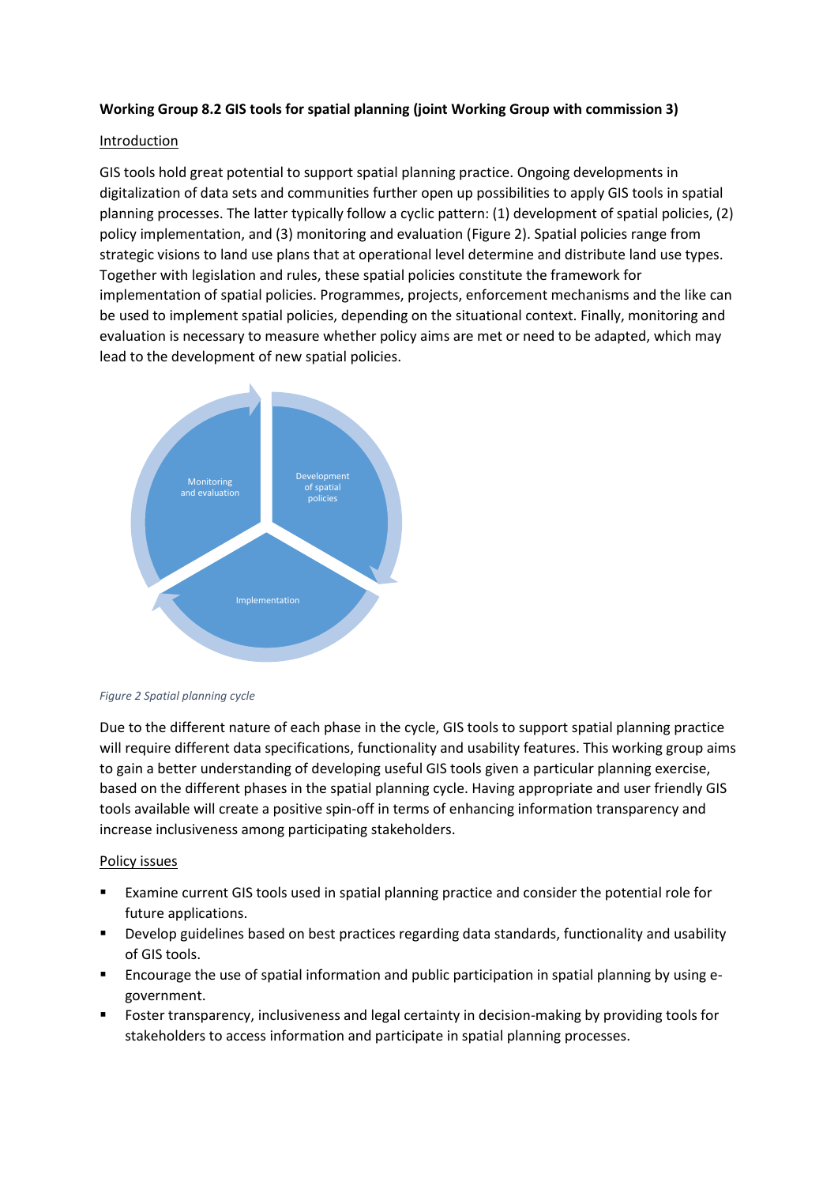**Working Group 8.2 GIS tools for spatial planning (joint Working Group with commission 3)**

Introduction

GIS tools hold great potential to support spatial planning practice. Ongoing developments in digitalization of data sets and communities further open up possibilities to apply GIS tools in spatial planning processes. The latter typically follow a cyclic pattern: (1) development of spatial policies, (2) policy implementation, and (3) monitoring and evaluation (Figure 2). Spatial policies range from strategic visions to land use plans that at operational level determine and distribute land use types. Together with legislation and rules, these spatial policies constitute the framework for implementation of spatial policies. Programmes, projects, enforcement mechanisms and the like can be used to implement spatial policies, depending on the situational context. Finally, monitoring and evaluation is necessary to measure whether policy aims are met or need to be adapted, which may lead to the development of new spatial policies.

Monitoring and evaluation

Development of spatial policies

Implementation

*Figure 2 Spatial planning cycle*

Due to the different nature of each phase in the cycle, GIS tools to support spatial planning practice will require different data specifications, functionality and usability features. This working group aims to gain a better understanding of developing useful GIS tools given a particular planning exercise, based on the different phases in the spatial planning cycle. Having appropriate and user friendly GIS tools available will create a positive spin-off in terms of enhancing information transparency and increase inclusiveness among participating stakeholders.

Policy issues

- Examine current GIS tools used in spatial planning practice and consider the potential role for future applications.
- Develop guidelines based on best practices regarding data standards, functionality and usability of GIS tools.
- Encourage the use of spatial information and public participation in spatial planning by using e-government.
- Foster transparency, inclusiveness and legal certainty in decision-making by providing tools for stakeholders to access information and participate in spatial planning processes.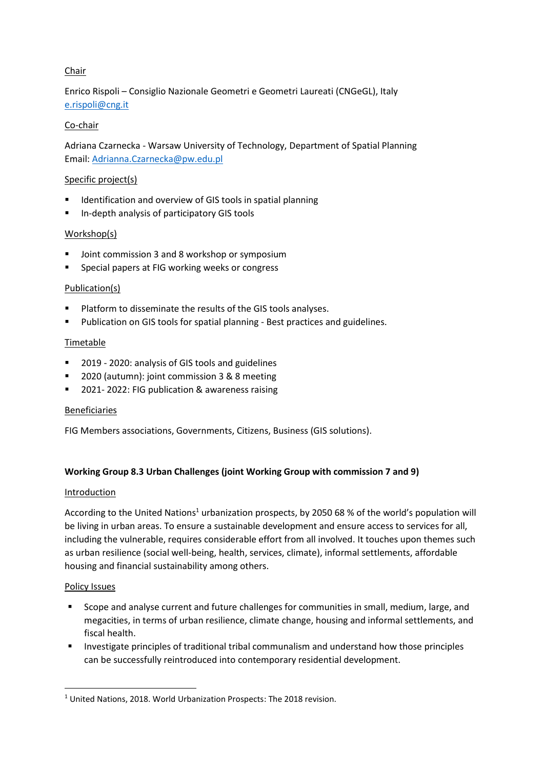Chair

Enrico Rispoli – Consiglio Nazionale Geometri e Geometri Laureati (CNGeGL), Italy
e.rispoli@cng.it

Co-chair

Adriana Czarnecka - Warsaw University of Technology, Department of Spatial Planning
Email: Adrianna.Czarnecka@pw.edu.pl

Specific project(s)

- Identification and overview of GIS tools in spatial planning
- In-depth analysis of participatory GIS tools

Workshop(s)

- Joint commission 3 and 8 workshop or symposium
- Special papers at FIG working weeks or congress

Publication(s)

- Platform to disseminate the results of the GIS tools analyses.
- Publication on GIS tools for spatial planning - Best practices and guidelines.

Timetable

- 2019 - 2020: analysis of GIS tools and guidelines
- 2020 (autumn): joint commission 3 & 8 meeting
- 2021- 2022: FIG publication & awareness raising

Beneficiaries

FIG Members associations, Governments, Citizens, Business (GIS solutions).

**Working Group 8.3 Urban Challenges (joint Working Group with commission 7 and 9)**

Introduction

According to the United Nations[1] urbanization prospects, by 2050 68 % of the world's population will be living in urban areas. To ensure a sustainable development and ensure access to services for all, including the vulnerable, requires considerable effort from all involved. It touches upon themes such as urban resilience (social well-being, health, services, climate), informal settlements, affordable housing and financial sustainability among others.

Policy Issues

- Scope and analyse current and future challenges for communities in small, medium, large, and megacities, in terms of urban resilience, climate change, housing and informal settlements, and fiscal health.
- Investigate principles of traditional tribal communalism and understand how those principles can be successfully reintroduced into contemporary residential development.

[1] United Nations, 2018. World Urbanization Prospects: The 2018 revision.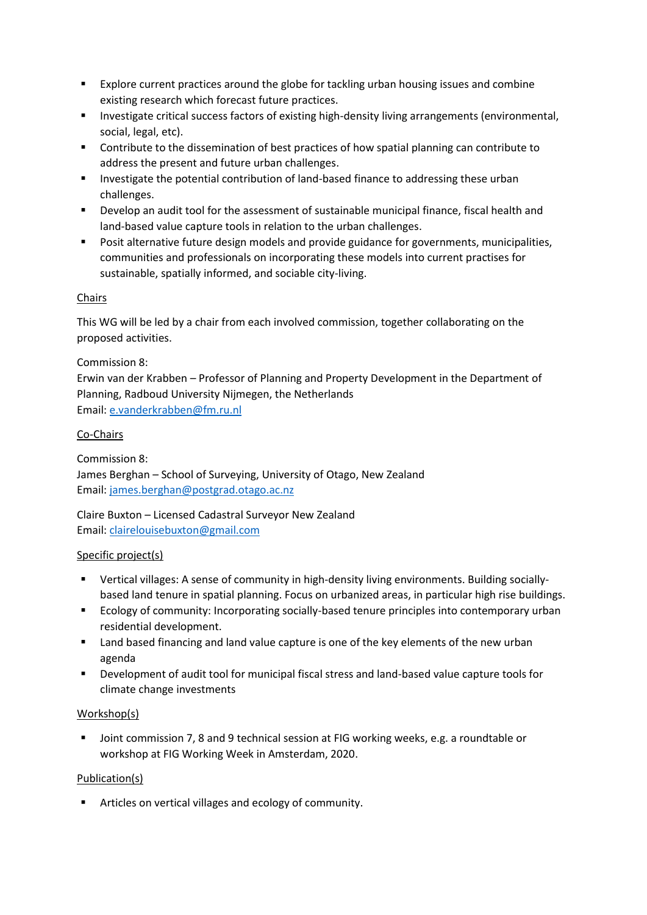- Explore current practices around the globe for tackling urban housing issues and combine existing research which forecast future practices.
- Investigate critical success factors of existing high-density living arrangements (environmental, social, legal, etc).
- Contribute to the dissemination of best practices of how spatial planning can contribute to address the present and future urban challenges.
- Investigate the potential contribution of land-based finance to addressing these urban challenges.
- Develop an audit tool for the assessment of sustainable municipal finance, fiscal health and land-based value capture tools in relation to the urban challenges.
- Posit alternative future design models and provide guidance for governments, municipalities, communities and professionals on incorporating these models into current practises for sustainable, spatially informed, and sociable city-living.

<u>Chairs</u>

This WG will be led by a chair from each involved commission, together collaborating on the proposed activities.

Commission 8:
Erwin van der Krabben – Professor of Planning and Property Development in the Department of Planning, Radboud University Nijmegen, the Netherlands
Email: e.vanderkrabben@fm.ru.nl

<u>Co-Chairs</u>

Commission 8:
James Berghan – School of Surveying, University of Otago, New Zealand
Email: james.berghan@postgrad.otago.ac.nz

Claire Buxton – Licensed Cadastral Surveyor New Zealand
Email: clairelouisebuxton@gmail.com

<u>Specific project(s)</u>

- Vertical villages: A sense of community in high-density living environments. Building socially-based land tenure in spatial planning. Focus on urbanized areas, in particular high rise buildings.
- Ecology of community: Incorporating socially-based tenure principles into contemporary urban residential development.
- Land based financing and land value capture is one of the key elements of the new urban agenda
- Development of audit tool for municipal fiscal stress and land-based value capture tools for climate change investments

<u>Workshop(s)</u>

- Joint commission 7, 8 and 9 technical session at FIG working weeks, e.g. a roundtable or workshop at FIG Working Week in Amsterdam, 2020.

<u>Publication(s)</u>

- Articles on vertical villages and ecology of community.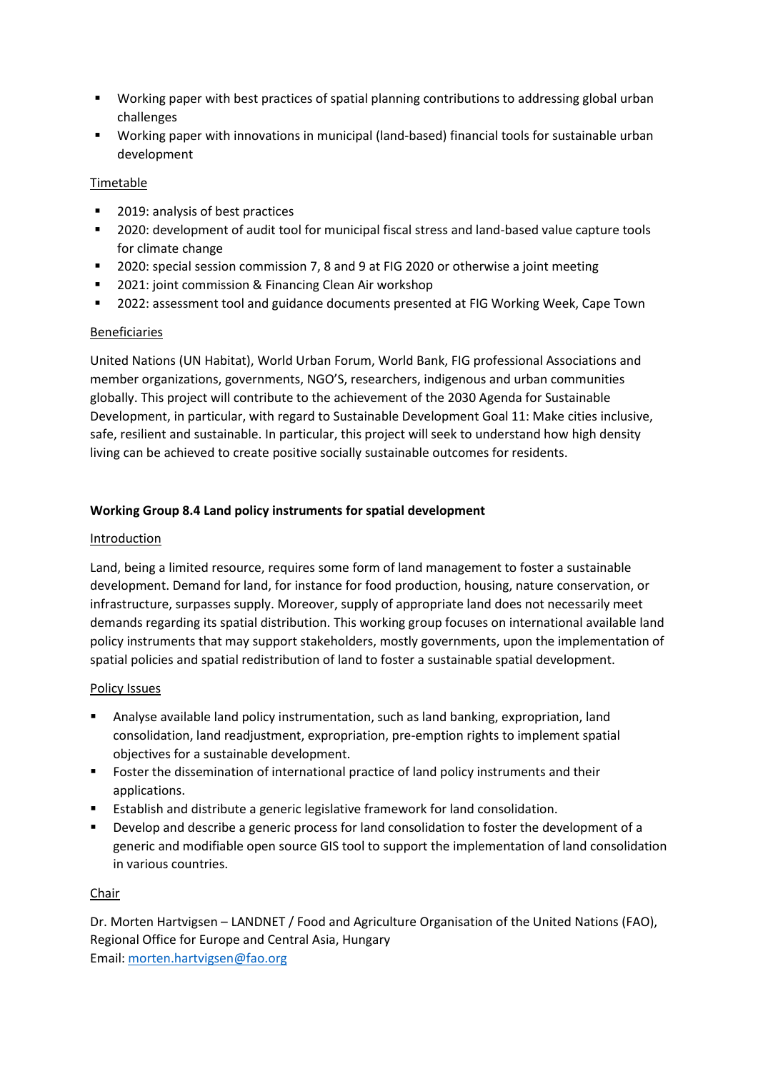- Working paper with best practices of spatial planning contributions to addressing global urban challenges
- Working paper with innovations in municipal (land-based) financial tools for sustainable urban development

<u>Timetable</u>

- 2019: analysis of best practices
- 2020: development of audit tool for municipal fiscal stress and land-based value capture tools for climate change
- 2020: special session commission 7, 8 and 9 at FIG 2020 or otherwise a joint meeting
- 2021: joint commission & Financing Clean Air workshop
- 2022: assessment tool and guidance documents presented at FIG Working Week, Cape Town

<u>Beneficiaries</u>

United Nations (UN Habitat), World Urban Forum, World Bank, FIG professional Associations and member organizations, governments, NGO'S, researchers, indigenous and urban communities globally. This project will contribute to the achievement of the 2030 Agenda for Sustainable Development, in particular, with regard to Sustainable Development Goal 11: Make cities inclusive, safe, resilient and sustainable. In particular, this project will seek to understand how high density living can be achieved to create positive socially sustainable outcomes for residents.

**Working Group 8.4 Land policy instruments for spatial development**

<u>Introduction</u>

Land, being a limited resource, requires some form of land management to foster a sustainable development. Demand for land, for instance for food production, housing, nature conservation, or infrastructure, surpasses supply. Moreover, supply of appropriate land does not necessarily meet demands regarding its spatial distribution. This working group focuses on international available land policy instruments that may support stakeholders, mostly governments, upon the implementation of spatial policies and spatial redistribution of land to foster a sustainable spatial development.

<u>Policy Issues</u>

- Analyse available land policy instrumentation, such as land banking, expropriation, land consolidation, land readjustment, expropriation, pre-emption rights to implement spatial objectives for a sustainable development.
- Foster the dissemination of international practice of land policy instruments and their applications.
- Establish and distribute a generic legislative framework for land consolidation.
- Develop and describe a generic process for land consolidation to foster the development of a generic and modifiable open source GIS tool to support the implementation of land consolidation in various countries.

<u>Chair</u>

Dr. Morten Hartvigsen – LANDNET / Food and Agriculture Organisation of the United Nations (FAO), Regional Office for Europe and Central Asia, Hungary
Email: morten.hartvigsen@fao.org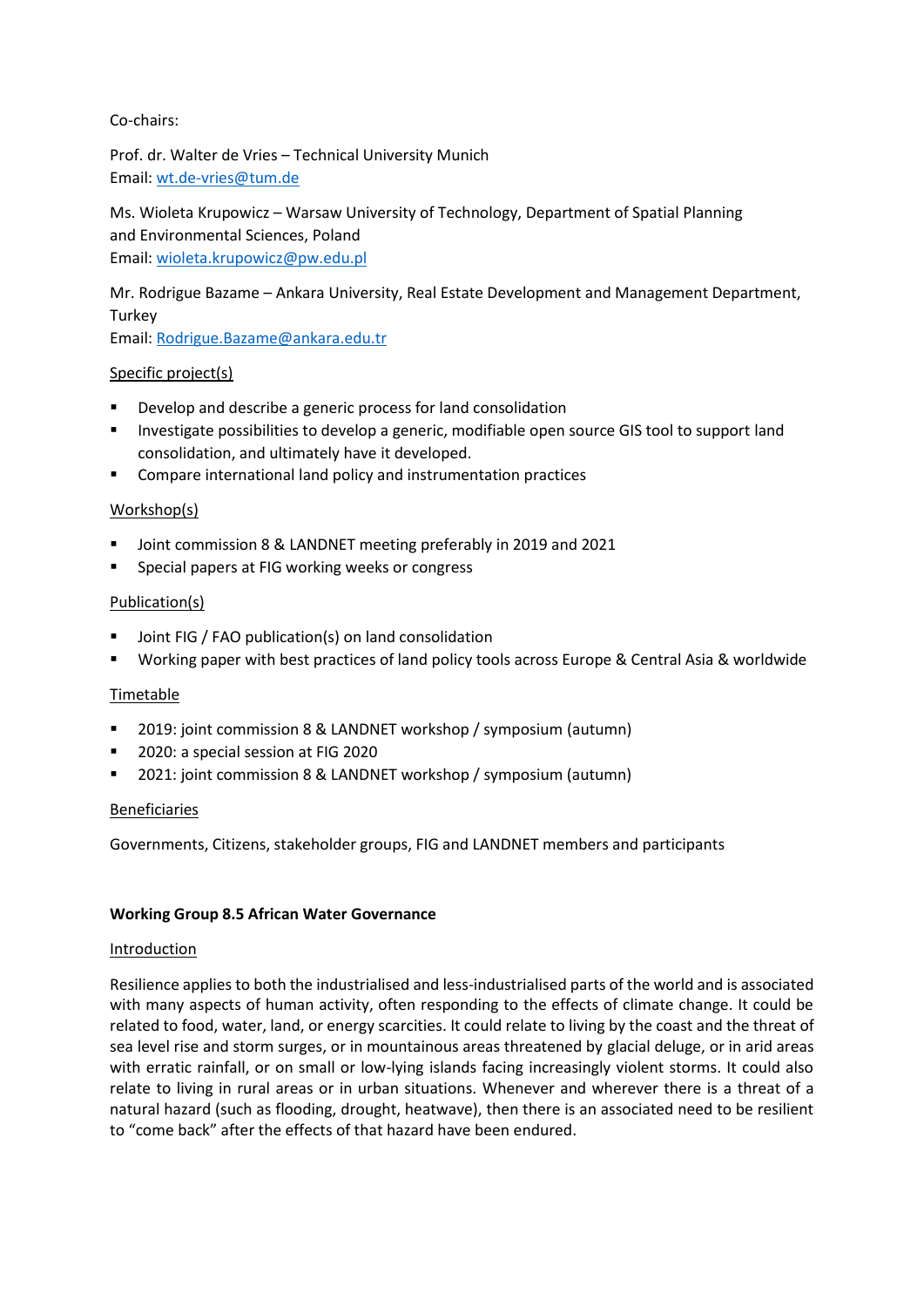Co-chairs:

Prof. dr. Walter de Vries – Technical University Munich
Email: wt.de-vries@tum.de

Ms. Wioleta Krupowicz – Warsaw University of Technology, Department of Spatial Planning and Environmental Sciences, Poland
Email: wioleta.krupowicz@pw.edu.pl

Mr. Rodrigue Bazame – Ankara University, Real Estate Development and Management Department, Turkey
Email: Rodrigue.Bazame@ankara.edu.tr

Specific project(s)

- Develop and describe a generic process for land consolidation
- Investigate possibilities to develop a generic, modifiable open source GIS tool to support land consolidation, and ultimately have it developed.
- Compare international land policy and instrumentation practices

Workshop(s)

- Joint commission 8 & LANDNET meeting preferably in 2019 and 2021
- Special papers at FIG working weeks or congress

Publication(s)

- Joint FIG / FAO publication(s) on land consolidation
- Working paper with best practices of land policy tools across Europe & Central Asia & worldwide

Timetable

- 2019: joint commission 8 & LANDNET workshop / symposium (autumn)
- 2020: a special session at FIG 2020
- 2021: joint commission 8 & LANDNET workshop / symposium (autumn)

Beneficiaries

Governments, Citizens, stakeholder groups, FIG and LANDNET members and participants

**Working Group 8.5 African Water Governance**

Introduction

Resilience applies to both the industrialised and less-industrialised parts of the world and is associated with many aspects of human activity, often responding to the effects of climate change. It could be related to food, water, land, or energy scarcities. It could relate to living by the coast and the threat of sea level rise and storm surges, or in mountainous areas threatened by glacial deluge, or in arid areas with erratic rainfall, or on small or low-lying islands facing increasingly violent storms. It could also relate to living in rural areas or in urban situations. Whenever and wherever there is a threat of a natural hazard (such as flooding, drought, heatwave), then there is an associated need to be resilient to "come back" after the effects of that hazard have been endured.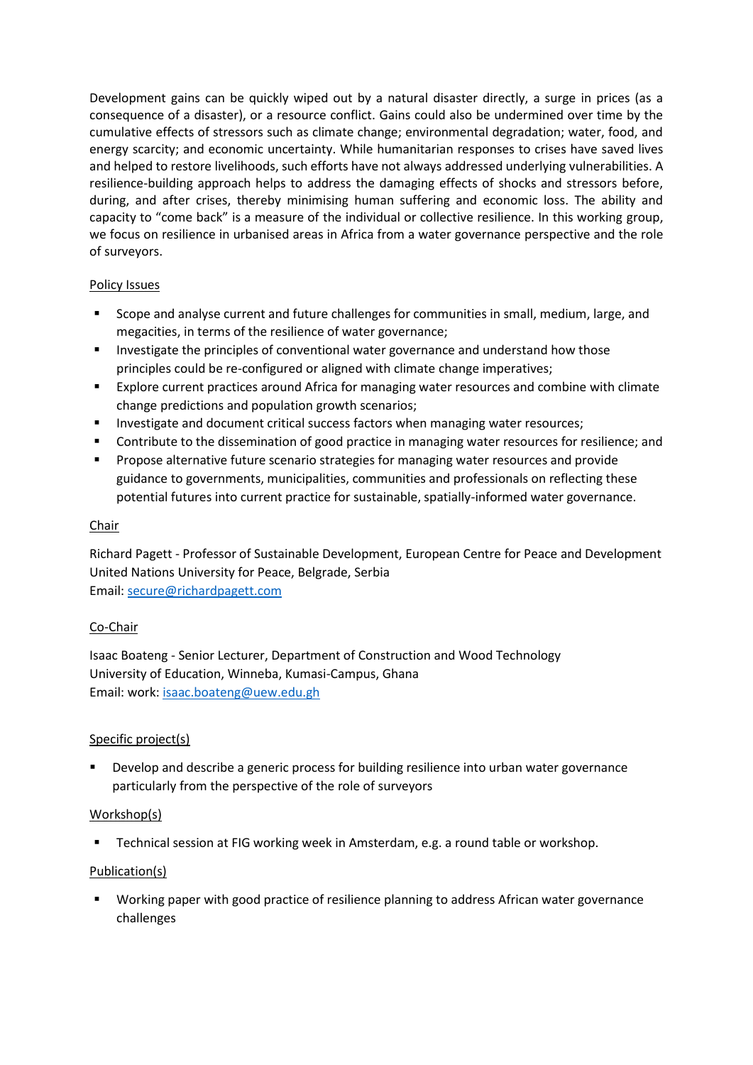Development gains can be quickly wiped out by a natural disaster directly, a surge in prices (as a consequence of a disaster), or a resource conflict. Gains could also be undermined over time by the cumulative effects of stressors such as climate change; environmental degradation; water, food, and energy scarcity; and economic uncertainty. While humanitarian responses to crises have saved lives and helped to restore livelihoods, such efforts have not always addressed underlying vulnerabilities. A resilience-building approach helps to address the damaging effects of shocks and stressors before, during, and after crises, thereby minimising human suffering and economic loss. The ability and capacity to "come back" is a measure of the individual or collective resilience. In this working group, we focus on resilience in urbanised areas in Africa from a water governance perspective and the role of surveyors.

## Policy Issues

- Scope and analyse current and future challenges for communities in small, medium, large, and megacities, in terms of the resilience of water governance;
- Investigate the principles of conventional water governance and understand how those principles could be re-configured or aligned with climate change imperatives;
- Explore current practices around Africa for managing water resources and combine with climate change predictions and population growth scenarios;
- Investigate and document critical success factors when managing water resources;
- Contribute to the dissemination of good practice in managing water resources for resilience; and
- Propose alternative future scenario strategies for managing water resources and provide guidance to governments, municipalities, communities and professionals on reflecting these potential futures into current practice for sustainable, spatially-informed water governance.

## Chair

Richard Pagett - Professor of Sustainable Development, European Centre for Peace and Development
United Nations University for Peace, Belgrade, Serbia
Email: secure@richardpagett.com

## Co-Chair

Isaac Boateng - Senior Lecturer, Department of Construction and Wood Technology
University of Education, Winneba, Kumasi-Campus, Ghana
Email: work: isaac.boateng@uew.edu.gh

## Specific project(s)

- Develop and describe a generic process for building resilience into urban water governance particularly from the perspective of the role of surveyors

## Workshop(s)

- Technical session at FIG working week in Amsterdam, e.g. a round table or workshop.

## Publication(s)

- Working paper with good practice of resilience planning to address African water governance challenges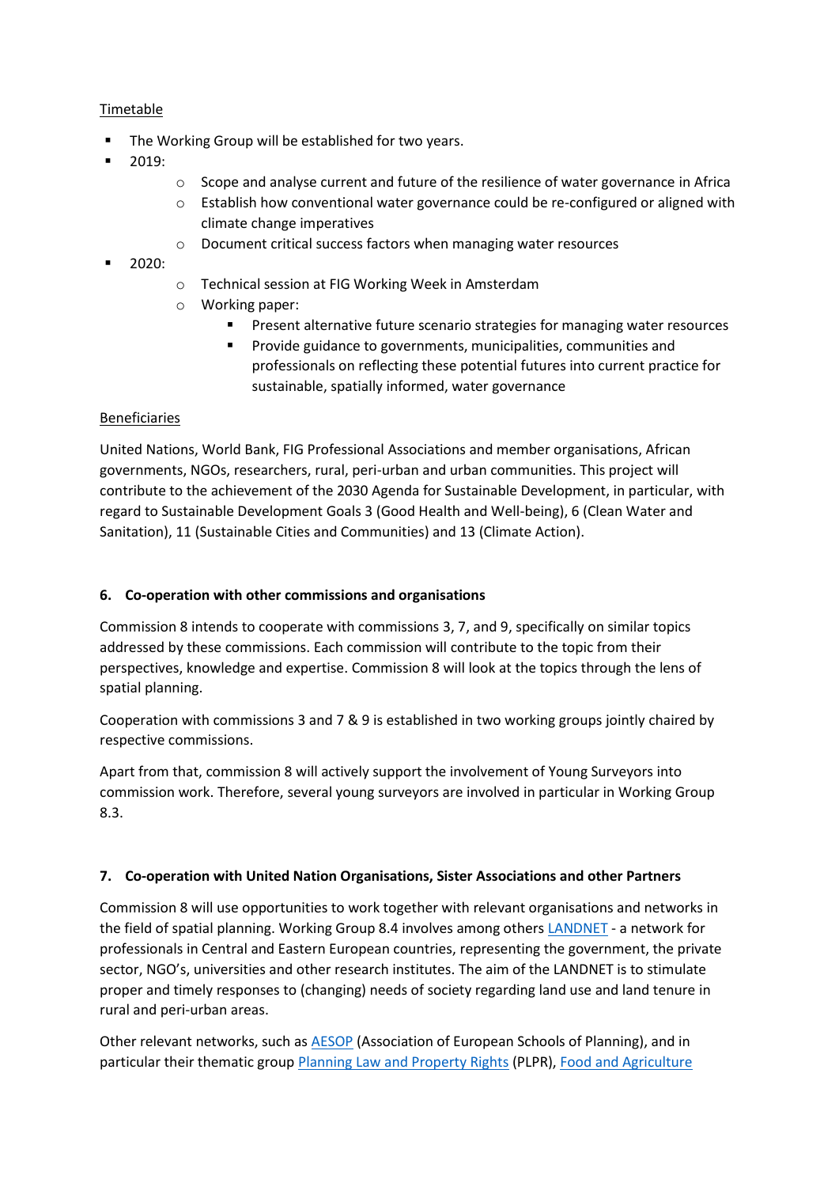Timetable

- The Working Group will be established for two years.
- 2019:
  - Scope and analyse current and future of the resilience of water governance in Africa
  - Establish how conventional water governance could be re-configured or aligned with climate change imperatives
  - Document critical success factors when managing water resources
- 2020:
  - Technical session at FIG Working Week in Amsterdam
  - Working paper:
    - Present alternative future scenario strategies for managing water resources
    - Provide guidance to governments, municipalities, communities and professionals on reflecting these potential futures into current practice for sustainable, spatially informed, water governance

Beneficiaries

United Nations, World Bank, FIG Professional Associations and member organisations, African governments, NGOs, researchers, rural, peri-urban and urban communities. This project will contribute to the achievement of the 2030 Agenda for Sustainable Development, in particular, with regard to Sustainable Development Goals 3 (Good Health and Well-being), 6 (Clean Water and Sanitation), 11 (Sustainable Cities and Communities) and 13 (Climate Action).

## 6. Co-operation with other commissions and organisations

Commission 8 intends to cooperate with commissions 3, 7, and 9, specifically on similar topics addressed by these commissions. Each commission will contribute to the topic from their perspectives, knowledge and expertise. Commission 8 will look at the topics through the lens of spatial planning.

Cooperation with commissions 3 and 7 & 9 is established in two working groups jointly chaired by respective commissions.

Apart from that, commission 8 will actively support the involvement of Young Surveyors into commission work. Therefore, several young surveyors are involved in particular in Working Group 8.3.

## 7. Co-operation with United Nation Organisations, Sister Associations and other Partners

Commission 8 will use opportunities to work together with relevant organisations and networks in the field of spatial planning. Working Group 8.4 involves among others LANDNET - a network for professionals in Central and Eastern European countries, representing the government, the private sector, NGO's, universities and other research institutes. The aim of the LANDNET is to stimulate proper and timely responses to (changing) needs of society regarding land use and land tenure in rural and peri-urban areas.

Other relevant networks, such as AESOP (Association of European Schools of Planning), and in particular their thematic group Planning Law and Property Rights (PLPR), Food and Agriculture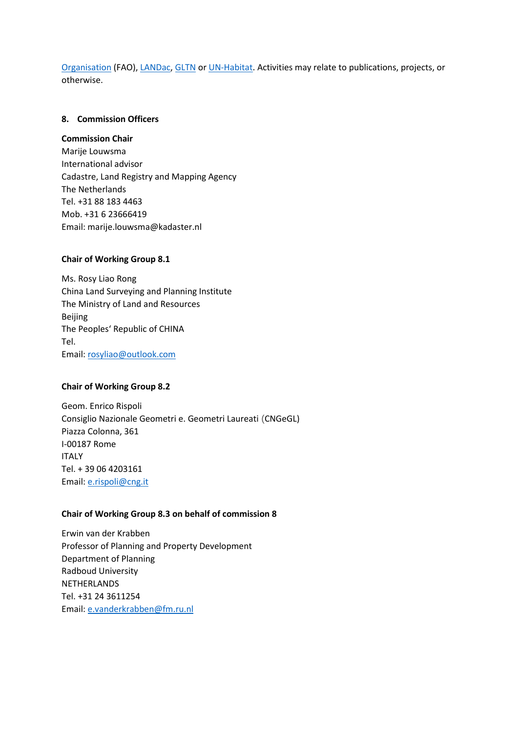Organisation (FAO), LANDac, GLTN or UN-Habitat. Activities may relate to publications, projects, or otherwise.

## 8. Commission Officers

**Commission Chair**
Marije Louwsma
International advisor
Cadastre, Land Registry and Mapping Agency
The Netherlands
Tel. +31 88 183 4463
Mob. +31 6 23666419
Email: marije.louwsma@kadaster.nl

**Chair of Working Group 8.1**

Ms. Rosy Liao Rong
China Land Surveying and Planning Institute
The Ministry of Land and Resources
Beijing
The Peoples' Republic of CHINA
Tel.
Email: rosyliao@outlook.com

**Chair of Working Group 8.2**

Geom. Enrico Rispoli
Consiglio Nazionale Geometri e. Geometri Laureati (CNGeGL)
Piazza Colonna, 361
I-00187 Rome
ITALY
Tel. + 39 06 4203161
Email: e.rispoli@cng.it

**Chair of Working Group 8.3 on behalf of commission 8**

Erwin van der Krabben
Professor of Planning and Property Development
Department of Planning
Radboud University
NETHERLANDS
Tel. +31 24 3611254
Email: e.vanderkrabben@fm.ru.nl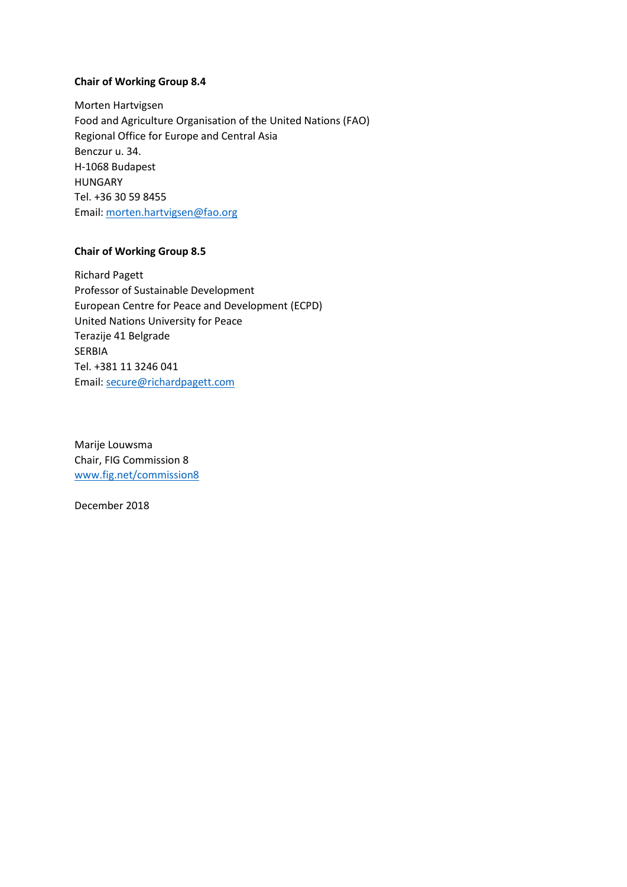**Chair of Working Group 8.4**

Morten Hartvigsen
Food and Agriculture Organisation of the United Nations (FAO)
Regional Office for Europe and Central Asia
Benczur u. 34.
H-1068 Budapest
HUNGARY
Tel. +36 30 59 8455
Email: morten.hartvigsen@fao.org

**Chair of Working Group 8.5**

Richard Pagett
Professor of Sustainable Development
European Centre for Peace and Development (ECPD)
United Nations University for Peace
Terazije 41 Belgrade
SERBIA
Tel. +381 11 3246 041
Email: secure@richardpagett.com

Marije Louwsma
Chair, FIG Commission 8
www.fig.net/commission8

December 2018